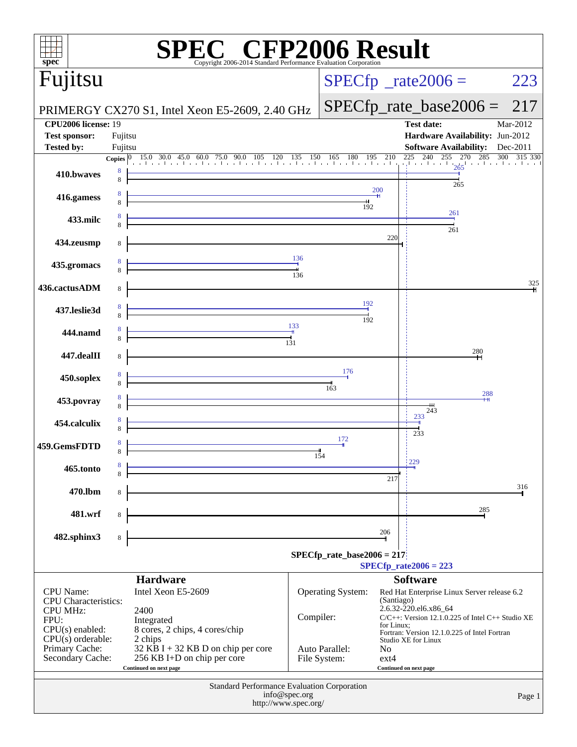# SPEC CFP2006 Result

Copyright 2006-2014 Standard Performance Evaluation Corporation

## Fujitsu

PRIMERGY CX270 S1, Intel Xeon E5-2609, 2.40 GHz

SPECfp_rate2006 = 223

SPECfp_rate_base2006 = 217

| | | | |
|---|---|---|---|
| **CPU2006 license:** | 19 | **Test date:** | Mar-2012 |
| **Test sponsor:** | Fujitsu | **Hardware Availability:** | Jun-2012 |
| **Tested by:** | Fujitsu | **Software Availability:** | Dec-2011 |

| Benchmark | Copies (peak) | Peak | Copies (base) | Base |
|---|---|---|---|---|
| 410.bwaves | 8 | 265 | 8 | 265 |
| 416.gamess | 8 | 200 | 8 | 192 |
| 433.milc | 8 | 261 | 8 | 261 |
| 434.zeusmp | | | 8 | 220 |
| 435.gromacs | 8 | 136 | 8 | 136 |
| 436.cactusADM | | | 8 | 325 |
| 437.leslie3d | 8 | 192 | 8 | 192 |
| 444.namd | 8 | 133 | 8 | 131 |
| 447.dealII | | | 8 | 280 |
| 450.soplex | 8 | 176 | 8 | 163 |
| 453.povray | 8 | 288 | 8 | 243 |
| 454.calculix | 8 | 233 | 8 | 233 |
| 459.GemsFDTD | 8 | 172 | 8 | 154 |
| 465.tonto | 8 | 229 | 8 | 217 |
| 470.lbm | | | 8 | 316 |
| 481.wrf | | | 8 | 285 |
| 482.sphinx3 | | | 8 | 206 |

SPECfp_rate_base2006 = 217

SPECfp_rate2006 = 223

## Hardware

| | |
|---|---|
| CPU Name: | Intel Xeon E5-2609 |
| CPU Characteristics: | |
| CPU MHz: | 2400 |
| FPU: | Integrated |
| CPU(s) enabled: | 8 cores, 2 chips, 4 cores/chip |
| CPU(s) orderable: | 2 chips |
| Primary Cache: | 32 KB I + 32 KB D on chip per core |
| Secondary Cache: | 256 KB I+D on chip per core |

Continued on next page

## Software

| | |
|---|---|
| Operating System: | Red Hat Enterprise Linux Server release 6.2 (Santiago) 2.6.32-220.el6.x86_64 |
| Compiler: | C/C++: Version 12.1.0.225 of Intel C++ Studio XE for Linux; Fortran: Version 12.1.0.225 of Intel Fortran Studio XE for Linux |
| Auto Parallel: | No |
| File System: | ext4 |

Continued on next page

Standard Performance Evaluation Corporation
info@spec.org
http://www.spec.org/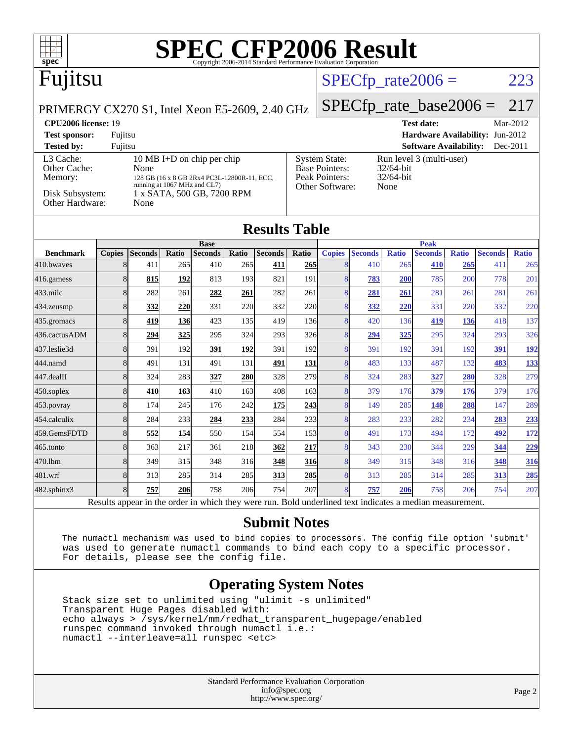# SPEC CFP2006 Result

Copyright 2006-2014 Standard Performance Evaluation Corporation

## Fujitsu

PRIMERGY CX270 S1, Intel Xeon E5-2609, 2.40 GHz

SPECfp_rate2006 = 223

SPECfp_rate_base2006 = 217

**CPU2006 license:** 19
**Test sponsor:** Fujitsu
**Tested by:** Fujitsu

**Test date:** Mar-2012
**Hardware Availability:** Jun-2012
**Software Availability:** Dec-2011

| | |
|---|---|
| L3 Cache: | 10 MB I+D on chip per chip |
| Other Cache: | None |
| Memory: | 128 GB (16 x 8 GB 2Rx4 PC3L-12800R-11, ECC, running at 1067 MHz and CL7) |
| Disk Subsystem: | 1 x SATA, 500 GB, 7200 RPM |
| Other Hardware: | None |

| | |
|---|---|
| System State: | Run level 3 (multi-user) |
| Base Pointers: | 32/64-bit |
| Peak Pointers: | 32/64-bit |
| Other Software: | None |

## Results Table

| Benchmark | Base | | | | | | | Peak | | | | | | |
|---|---|---|---|---|---|---|---|---|---|---|---|---|---|---|
| | Copies | Seconds | Ratio | Seconds | Ratio | Seconds | Ratio | Copies | Seconds | Ratio | Seconds | Ratio | Seconds | Ratio |
| 410.bwaves | 8 | 411 | 265 | 410 | 265 | **411** | **265** | 8 | 410 | 265 | **410** | **265** | 411 | 265 |
| 416.gamess | 8 | **815** | **192** | 813 | 193 | 821 | 191 | 8 | **783** | **200** | 785 | 200 | 778 | 201 |
| 433.milc | 8 | 282 | 261 | **282** | **261** | 282 | 261 | 8 | **281** | **261** | 281 | 261 | 281 | 261 |
| 434.zeusmp | 8 | **332** | **220** | 331 | 220 | 332 | 220 | 8 | **332** | **220** | 331 | 220 | 332 | 220 |
| 435.gromacs | 8 | **419** | **136** | 423 | 135 | 419 | 136 | 8 | 420 | 136 | **419** | **136** | 418 | 137 |
| 436.cactusADM | 8 | **294** | **325** | 295 | 324 | 293 | 326 | 8 | **294** | **325** | 295 | 324 | 293 | 326 |
| 437.leslie3d | 8 | 391 | 192 | **391** | **192** | 391 | 192 | 8 | 391 | 192 | 391 | 192 | **391** | **192** |
| 444.namd | 8 | 491 | 131 | 491 | 131 | **491** | **131** | 8 | 483 | 133 | 487 | 132 | **483** | **133** |
| 447.dealII | 8 | 324 | 283 | **327** | **280** | 328 | 279 | 8 | 324 | 283 | **327** | **280** | 328 | 279 |
| 450.soplex | 8 | **410** | **163** | 410 | 163 | 408 | 163 | 8 | 379 | 176 | **379** | **176** | 379 | 176 |
| 453.povray | 8 | 174 | 245 | 176 | 242 | **175** | **243** | 8 | 149 | 285 | **148** | **288** | 147 | 289 |
| 454.calculix | 8 | 284 | 233 | **284** | **233** | 284 | 233 | 8 | 283 | 233 | 282 | 234 | **283** | **233** |
| 459.GemsFDTD | 8 | **552** | **154** | 550 | 154 | 554 | 153 | 8 | 491 | 173 | 494 | 172 | **492** | **172** |
| 465.tonto | 8 | 363 | 217 | 361 | 218 | **362** | **217** | 8 | 343 | 230 | 344 | 229 | **344** | **229** |
| 470.lbm | 8 | 349 | 315 | 348 | 316 | **348** | **316** | 8 | 349 | 315 | 348 | 316 | **348** | **316** |
| 481.wrf | 8 | 313 | 285 | 314 | 285 | **313** | **285** | 8 | 313 | 285 | 314 | 285 | **313** | **285** |
| 482.sphinx3 | 8 | **757** | **206** | 758 | 206 | 754 | 207 | 8 | **757** | **206** | 758 | 206 | 754 | 207 |

Results appear in the order in which they were run. Bold underlined text indicates a median measurement.

## Submit Notes

```
The numactl mechanism was used to bind copies to processors. The config file option 'submit'
was used to generate numactl commands to bind each copy to a specific processor.
For details, please see the config file.
```

## Operating System Notes

```
Stack size set to unlimited using "ulimit -s unlimited"
Transparent Huge Pages disabled with:
echo always > /sys/kernel/mm/redhat_transparent_hugepage/enabled
runspec command invoked through numactl i.e.:
numactl --interleave=all runspec <etc>
```

Standard Performance Evaluation Corporation
info@spec.org
http://www.spec.org/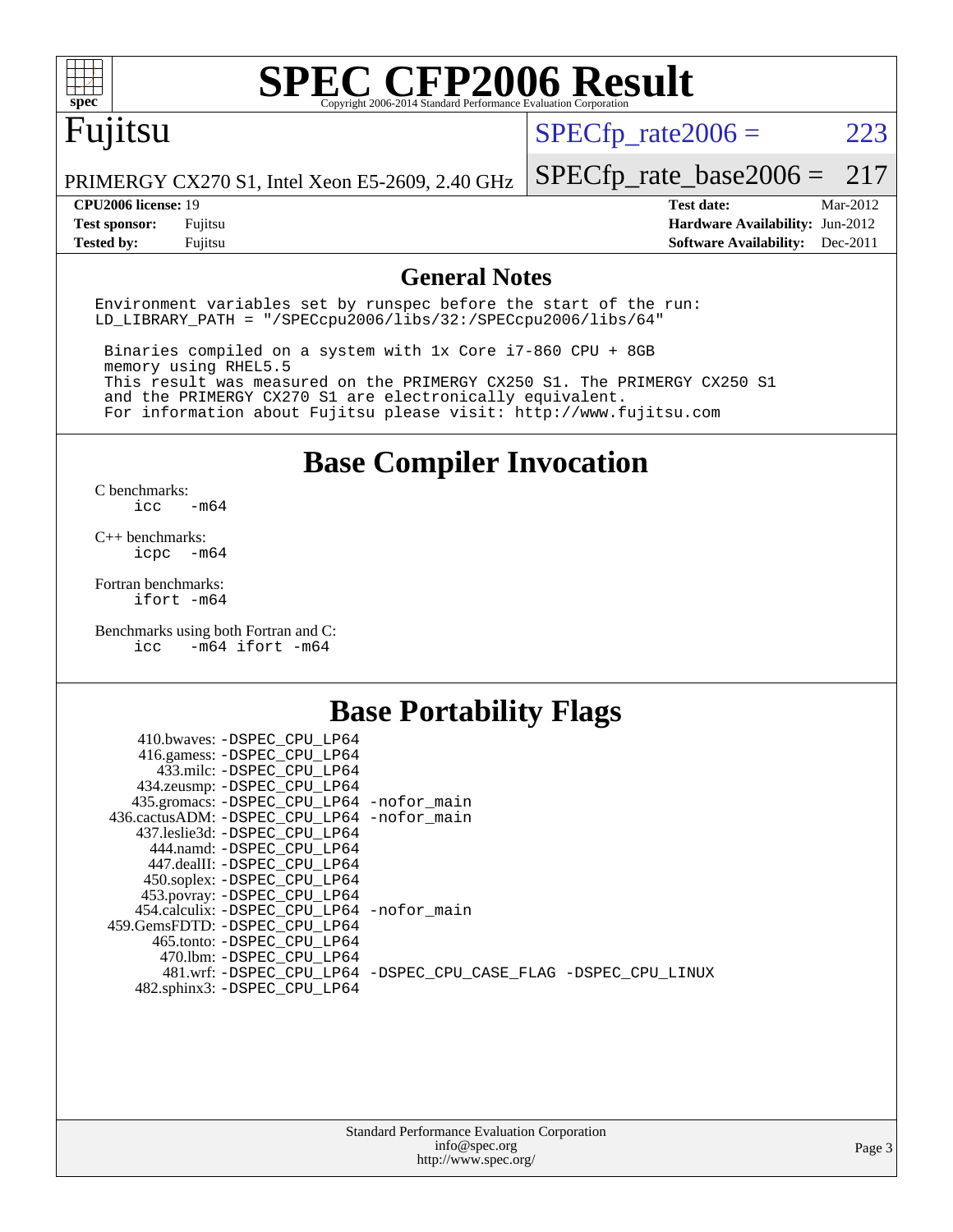# SPEC CFP2006 Result

Copyright 2006-2014 Standard Performance Evaluation Corporation

## Fujitsu

PRIMERGY CX270 S1, Intel Xeon E5-2609, 2.40 GHz

SPECfp_rate2006 = 223

SPECfp_rate_base2006 = 217

| | | | |
|---|---|---|---|
| **CPU2006 license:** | 19 | **Test date:** | Mar-2012 |
| **Test sponsor:** | Fujitsu | **Hardware Availability:** | Jun-2012 |
| **Tested by:** | Fujitsu | **Software Availability:** | Dec-2011 |

## General Notes

```
Environment variables set by runspec before the start of the run:
LD_LIBRARY_PATH = "/SPECcpu2006/libs/32:/SPECcpu2006/libs/64"

 Binaries compiled on a system with 1x Core i7-860 CPU + 8GB
 memory using RHEL5.5
 This result was measured on the PRIMERGY CX250 S1. The PRIMERGY CX250 S1
 and the PRIMERGY CX270 S1 are electronically equivalent.
 For information about Fujitsu please visit: http://www.fujitsu.com
```

## Base Compiler Invocation

C benchmarks:
```
icc   -m64
```

C++ benchmarks:
```
icpc  -m64
```

Fortran benchmarks:
```
ifort -m64
```

Benchmarks using both Fortran and C:
```
icc   -m64 ifort -m64
```

## Base Portability Flags

```
   410.bwaves: -DSPEC_CPU_LP64
   416.gamess: -DSPEC_CPU_LP64
     433.milc: -DSPEC_CPU_LP64
   434.zeusmp: -DSPEC_CPU_LP64
  435.gromacs: -DSPEC_CPU_LP64 -nofor_main
 436.cactusADM: -DSPEC_CPU_LP64 -nofor_main
  437.leslie3d: -DSPEC_CPU_LP64
     444.namd: -DSPEC_CPU_LP64
   447.dealII: -DSPEC_CPU_LP64
   450.soplex: -DSPEC_CPU_LP64
   453.povray: -DSPEC_CPU_LP64
  454.calculix: -DSPEC_CPU_LP64 -nofor_main
 459.GemsFDTD: -DSPEC_CPU_LP64
    465.tonto: -DSPEC_CPU_LP64
      470.lbm: -DSPEC_CPU_LP64
      481.wrf: -DSPEC_CPU_LP64 -DSPEC_CPU_CASE_FLAG -DSPEC_CPU_LINUX
  482.sphinx3: -DSPEC_CPU_LP64
```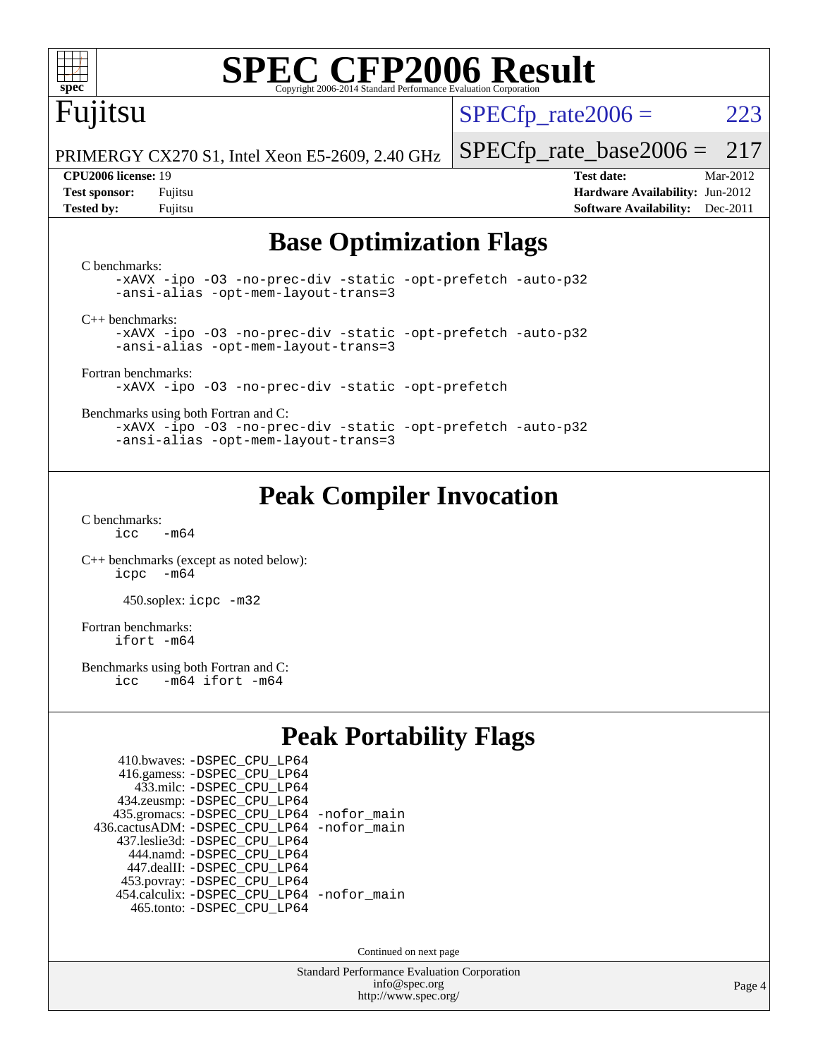# SPEC CFP2006 Result

Copyright 2006-2014 Standard Performance Evaluation Corporation

**Fujitsu**

PRIMERGY CX270 S1, Intel Xeon E5-2609, 2.40 GHz

SPECfp_rate2006 = 223

SPECfp_rate_base2006 = 217

| | | | |
|---|---|---|---|
| **CPU2006 license:** 19 | | **Test date:** | Mar-2012 |
| **Test sponsor:** | Fujitsu | **Hardware Availability:** | Jun-2012 |
| **Tested by:** | Fujitsu | **Software Availability:** | Dec-2011 |

## Base Optimization Flags

C benchmarks:

```
-xAVX -ipo -O3 -no-prec-div -static -opt-prefetch -auto-p32
-ansi-alias -opt-mem-layout-trans=3
```

C++ benchmarks:

```
-xAVX -ipo -O3 -no-prec-div -static -opt-prefetch -auto-p32
-ansi-alias -opt-mem-layout-trans=3
```

Fortran benchmarks:

```
-xAVX -ipo -O3 -no-prec-div -static -opt-prefetch
```

Benchmarks using both Fortran and C:

```
-xAVX -ipo -O3 -no-prec-div -static -opt-prefetch -auto-p32
-ansi-alias -opt-mem-layout-trans=3
```

## Peak Compiler Invocation

C benchmarks:

```
icc   -m64
```

C++ benchmarks (except as noted below):

```
icpc  -m64
```

450.soplex: `icpc -m32`

Fortran benchmarks:

```
ifort -m64
```

Benchmarks using both Fortran and C:

```
icc   -m64 ifort -m64
```

## Peak Portability Flags

```
   410.bwaves: -DSPEC_CPU_LP64
   416.gamess: -DSPEC_CPU_LP64
     433.milc: -DSPEC_CPU_LP64
   434.zeusmp: -DSPEC_CPU_LP64
  435.gromacs: -DSPEC_CPU_LP64 -nofor_main
436.cactusADM: -DSPEC_CPU_LP64 -nofor_main
  437.leslie3d: -DSPEC_CPU_LP64
     444.namd: -DSPEC_CPU_LP64
   447.dealII: -DSPEC_CPU_LP64
   453.povray: -DSPEC_CPU_LP64
 454.calculix: -DSPEC_CPU_LP64 -nofor_main
    465.tonto: -DSPEC_CPU_LP64
```

Continued on next page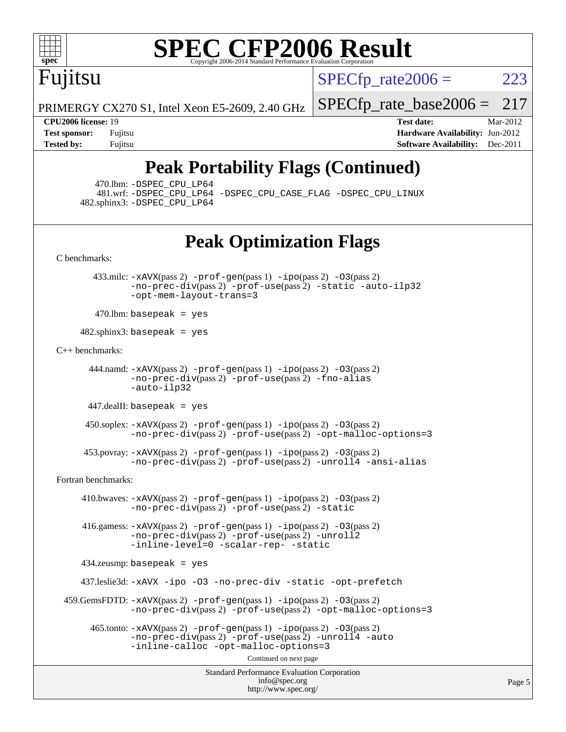# Fujitsu

PRIMERGY CX270 S1, Intel Xeon E5-2609, 2.40 GHz

SPECfp_rate2006 = 223

SPECfp_rate_base2006 = 217

**CPU2006 license:** 19
**Test sponsor:** Fujitsu
**Tested by:** Fujitsu

**Test date:** Mar-2012
**Hardware Availability:** Jun-2012
**Software Availability:** Dec-2011

## Peak Portability Flags (Continued)

470.lbm: -DSPEC_CPU_LP64
481.wrf: -DSPEC_CPU_LP64 -DSPEC_CPU_CASE_FLAG -DSPEC_CPU_LINUX
482.sphinx3: -DSPEC_CPU_LP64

## Peak Optimization Flags

C benchmarks:

433.milc: -xAVX(pass 2) -prof-gen(pass 1) -ipo(pass 2) -O3(pass 2) -no-prec-div(pass 2) -prof-use(pass 2) -static -auto-ilp32 -opt-mem-layout-trans=3

470.lbm: basepeak = yes

482.sphinx3: basepeak = yes

C++ benchmarks:

444.namd: -xAVX(pass 2) -prof-gen(pass 1) -ipo(pass 2) -O3(pass 2) -no-prec-div(pass 2) -prof-use(pass 2) -fno-alias -auto-ilp32

447.dealII: basepeak = yes

450.soplex: -xAVX(pass 2) -prof-gen(pass 1) -ipo(pass 2) -O3(pass 2) -no-prec-div(pass 2) -prof-use(pass 2) -opt-malloc-options=3

453.povray: -xAVX(pass 2) -prof-gen(pass 1) -ipo(pass 2) -O3(pass 2) -no-prec-div(pass 2) -prof-use(pass 2) -unroll4 -ansi-alias

Fortran benchmarks:

410.bwaves: -xAVX(pass 2) -prof-gen(pass 1) -ipo(pass 2) -O3(pass 2) -no-prec-div(pass 2) -prof-use(pass 2) -static

416.gamess: -xAVX(pass 2) -prof-gen(pass 1) -ipo(pass 2) -O3(pass 2) -no-prec-div(pass 2) -prof-use(pass 2) -unroll2 -inline-level=0 -scalar-rep- -static

434.zeusmp: basepeak = yes

437.leslie3d: -xAVX -ipo -O3 -no-prec-div -static -opt-prefetch

459.GemsFDTD: -xAVX(pass 2) -prof-gen(pass 1) -ipo(pass 2) -O3(pass 2) -no-prec-div(pass 2) -prof-use(pass 2) -opt-malloc-options=3

465.tonto: -xAVX(pass 2) -prof-gen(pass 1) -ipo(pass 2) -O3(pass 2) -no-prec-div(pass 2) -prof-use(pass 2) -unroll4 -auto -inline-calloc -opt-malloc-options=3

Continued on next page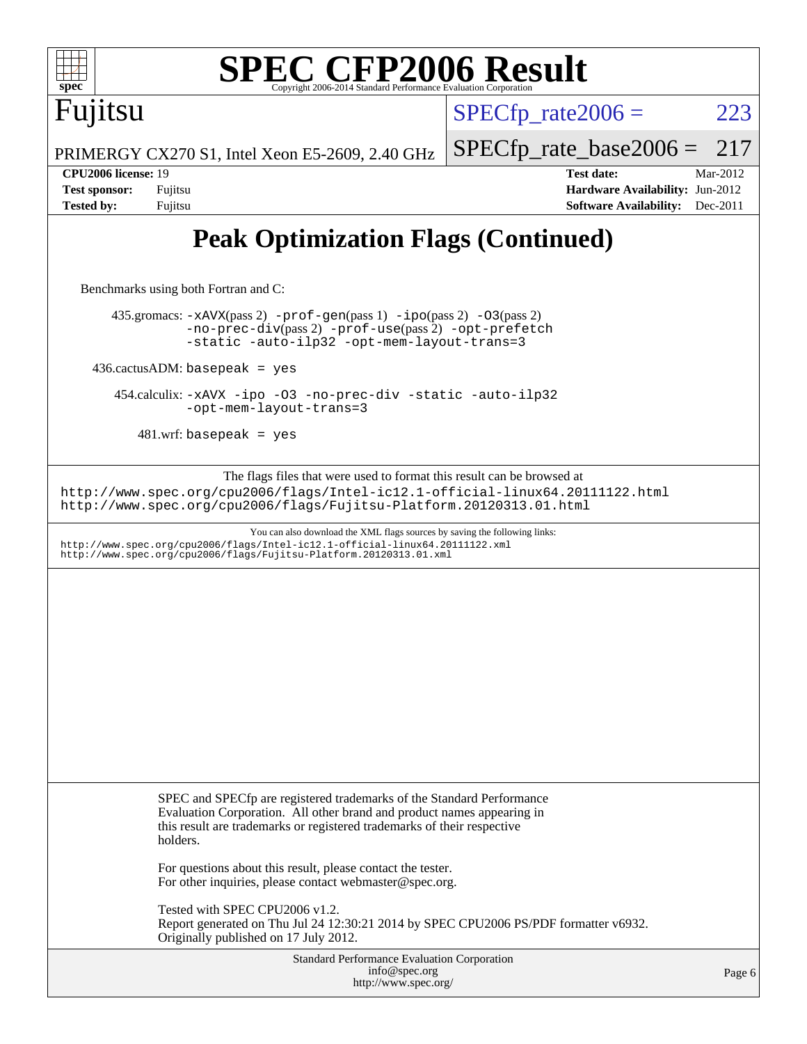# Peak Optimization Flags (Continued)

Benchmarks using both Fortran and C:

435.gromacs: -xAVX(pass 2) -prof-gen(pass 1) -ipo(pass 2) -O3(pass 2) -no-prec-div(pass 2) -prof-use(pass 2) -opt-prefetch -static -auto-ilp32 -opt-mem-layout-trans=3

436.cactusADM: basepeak = yes

454.calculix: -xAVX -ipo -O3 -no-prec-div -static -auto-ilp32 -opt-mem-layout-trans=3

481.wrf: basepeak = yes

The flags files that were used to format this result can be browsed at
http://www.spec.org/cpu2006/flags/Intel-ic12.1-official-linux64.20111122.html
http://www.spec.org/cpu2006/flags/Fujitsu-Platform.20120313.01.html

You can also download the XML flags sources by saving the following links:
http://www.spec.org/cpu2006/flags/Intel-ic12.1-official-linux64.20111122.xml
http://www.spec.org/cpu2006/flags/Fujitsu-Platform.20120313.01.xml

SPEC and SPECfp are registered trademarks of the Standard Performance Evaluation Corporation. All other brand and product names appearing in this result are trademarks or registered trademarks of their respective holders.

For questions about this result, please contact the tester.
For other inquiries, please contact webmaster@spec.org.

Tested with SPEC CPU2006 v1.2.
Report generated on Thu Jul 24 12:30:21 2014 by SPEC CPU2006 PS/PDF formatter v6932.
Originally published on 17 July 2012.